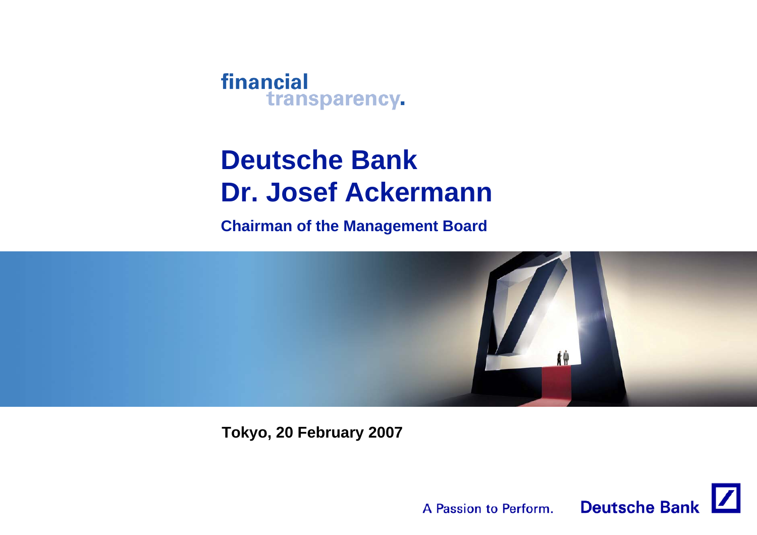financial transparency.

# Deutsche Bank
# Dr. Josef Ackermann

**Chairman of the Management Board**

**Tokyo, 20 February 2007**

A Passion to Perform. Deutsche Bank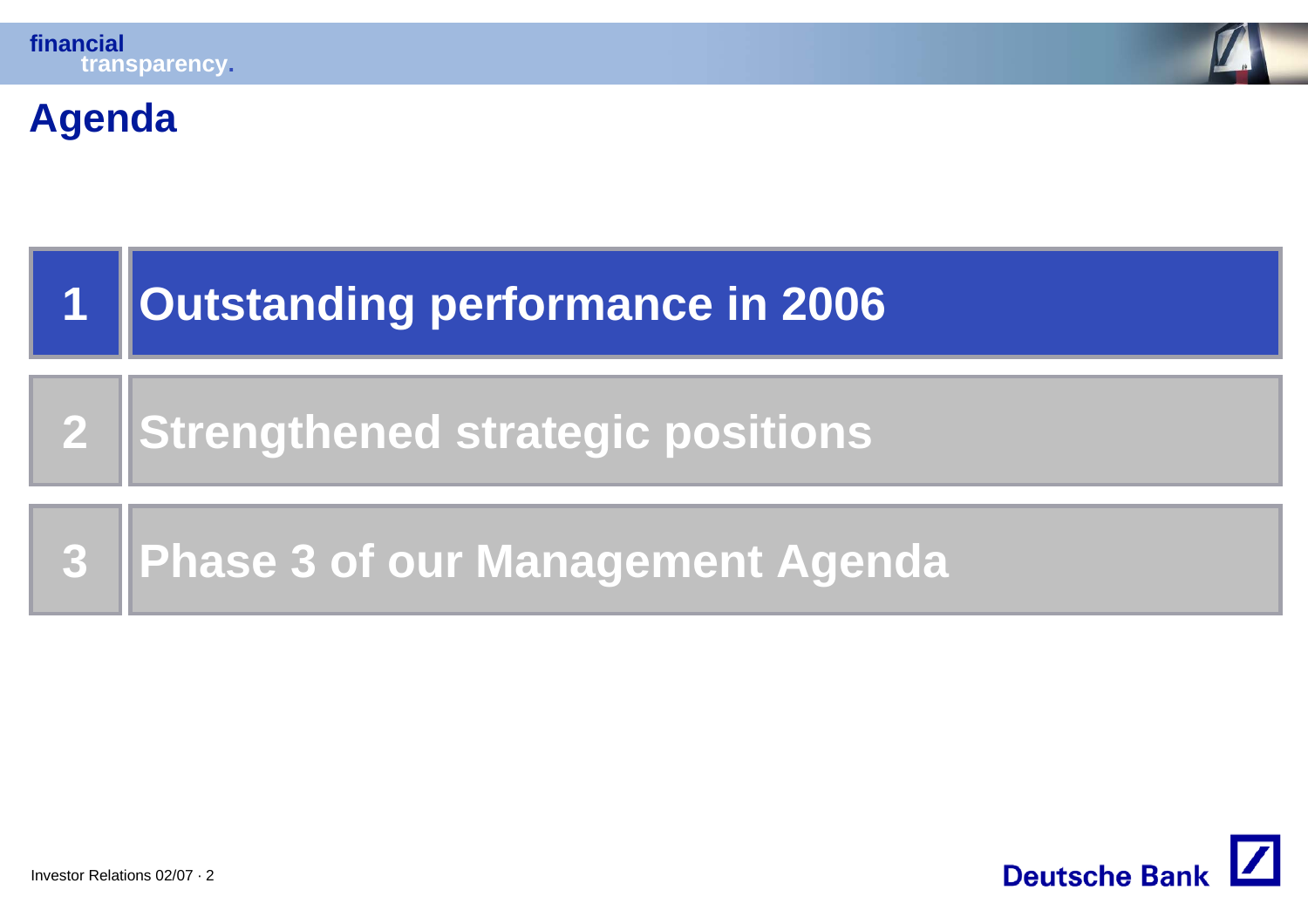# Agenda

1. Outstanding performance in 2006
2. Strengthened strategic positions
3. Phase 3 of our Management Agenda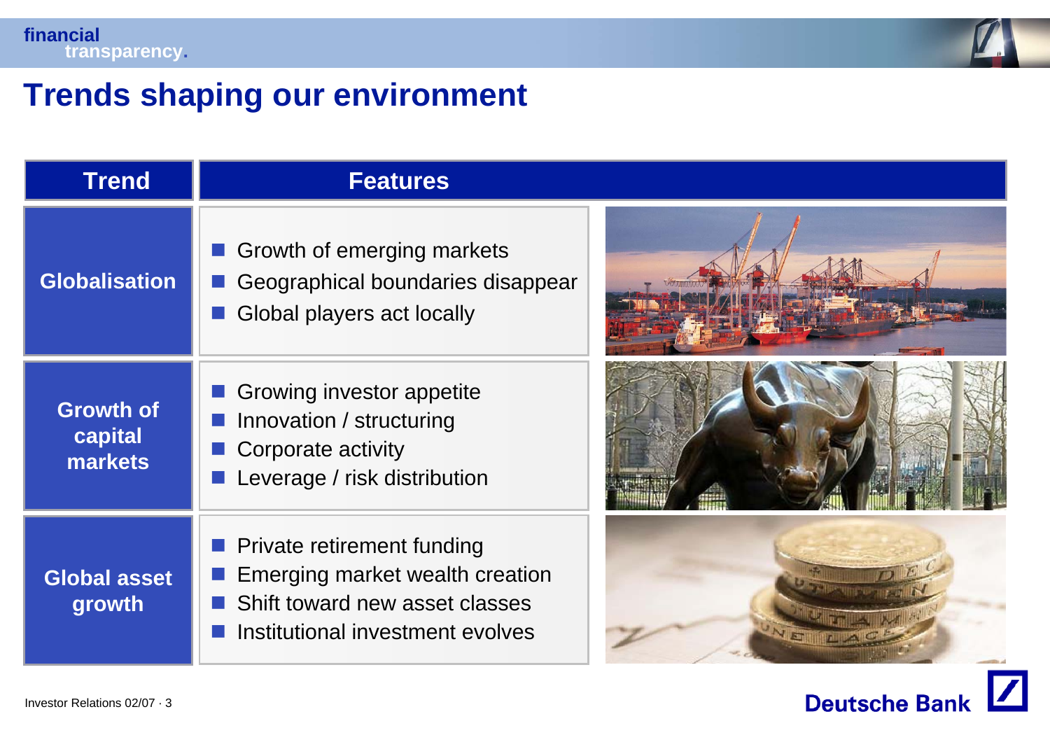# Trends shaping our environment

| Trend | Features |
|---|---|
| Globalisation | ■ Growth of emerging markets<br>■ Geographical boundaries disappear<br>■ Global players act locally |
| Growth of capital markets | ■ Growing investor appetite<br>■ Innovation / structuring<br>■ Corporate activity<br>■ Leverage / risk distribution |
| Global asset growth | ■ Private retirement funding<br>■ Emerging market wealth creation<br>■ Shift toward new asset classes<br>■ Institutional investment evolves |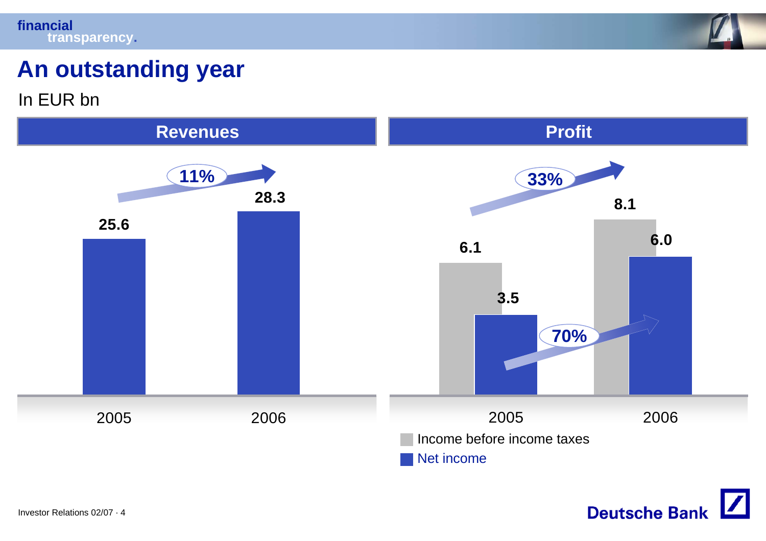# An outstanding year

In EUR bn

## Revenues

| | 2005 | 2006 |
|---|---|---|
| Revenues | 25.6 | 28.3 |

11%

## Profit

| | 2005 | 2006 |
|---|---|---|
| Income before income taxes | 6.1 | 8.1 |
| Net income | 3.5 | 6.0 |

33%

70%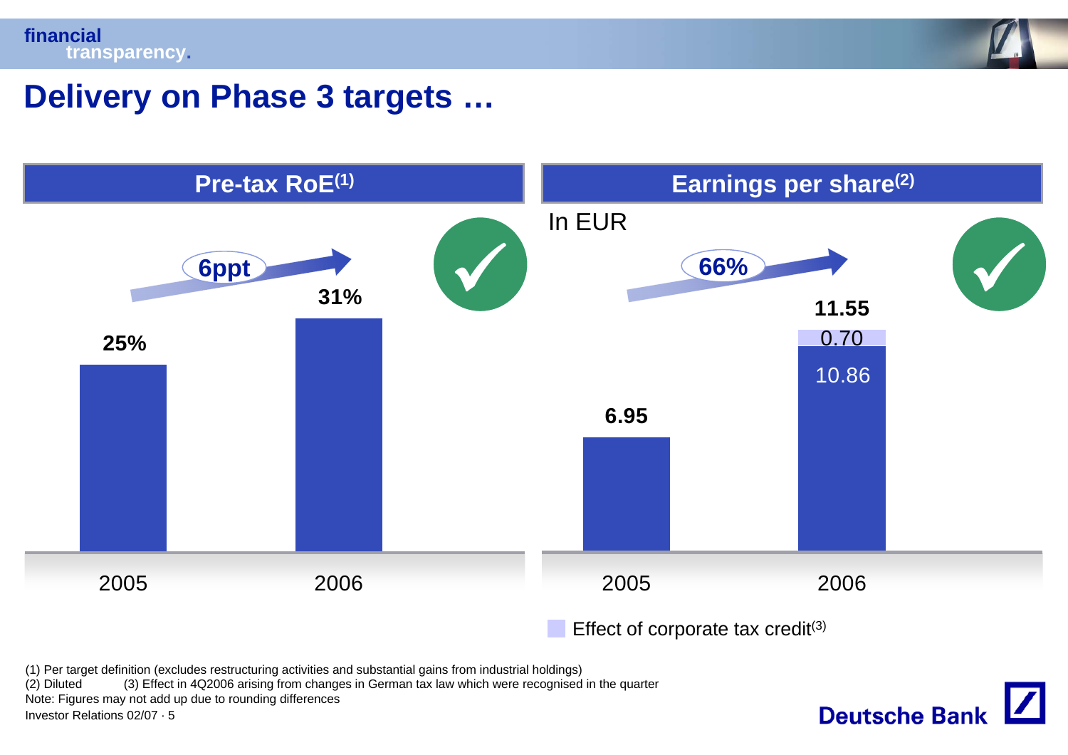# Delivery on Phase 3 targets …

## Pre-tax RoE(1)

6ppt

| | 2005 | 2006 |
|---|---|---|
| Pre-tax RoE | 25% | 31% |

## Earnings per share(2)

In EUR

66%

| | 2005 | 2006 |
|---|---|---|
| Earnings per share | 6.95 | 11.55 |
| of which: excluding effect of corporate tax credit | | 10.86 |
| of which: Effect of corporate tax credit(3) | | 0.70 |

Effect of corporate tax credit(3)

(1) Per target definition (excludes restructuring activities and substantial gains from industrial holdings)
(2) Diluted (3) Effect in 4Q2006 arising from changes in German tax law which were recognised in the quarter
Note: Figures may not add up due to rounding differences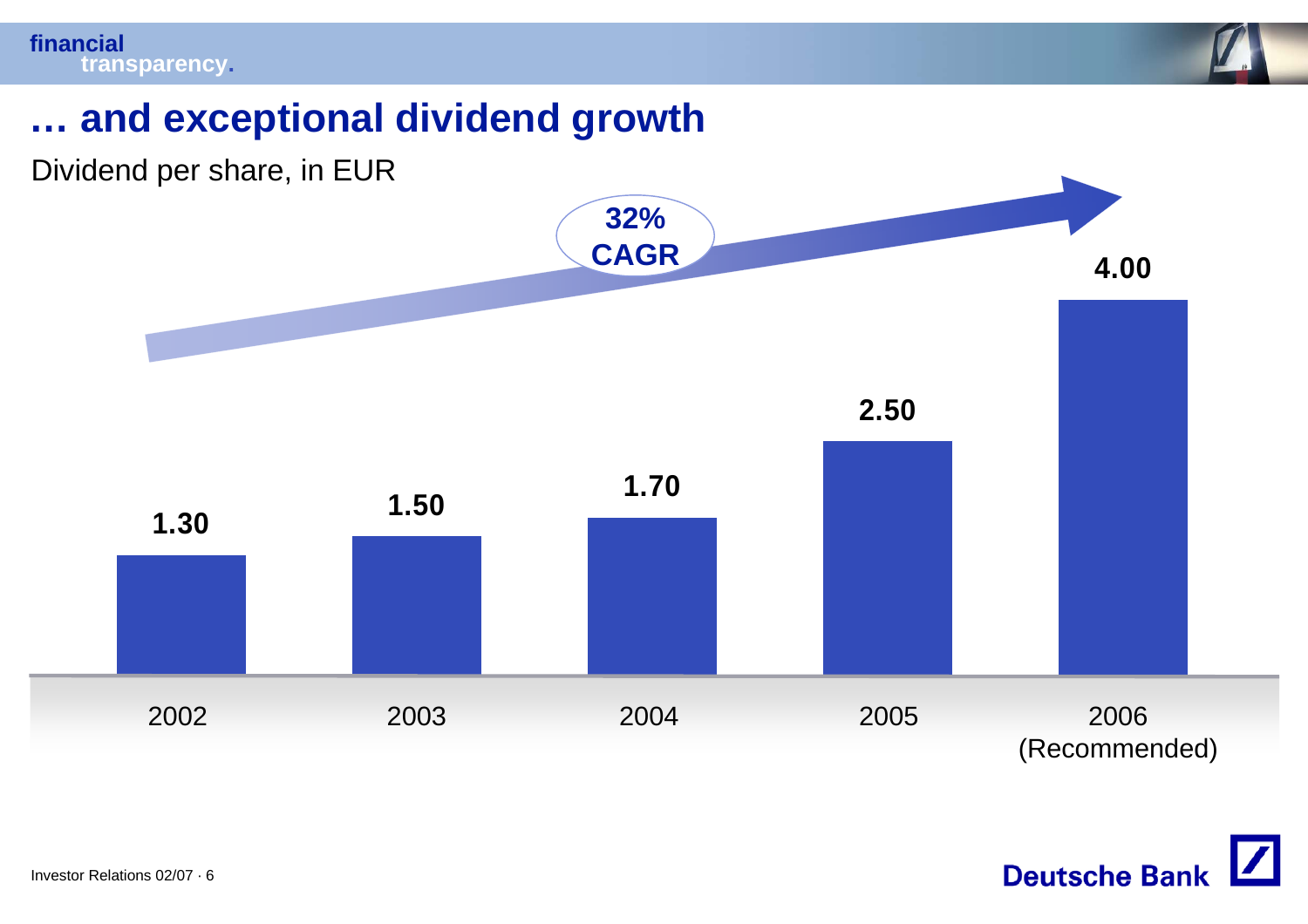# … and exceptional dividend growth

Dividend per share, in EUR

32% CAGR

| Year | Dividend per share (EUR) |
| --- | --- |
| 2002 | 1.30 |
| 2003 | 1.50 |
| 2004 | 1.70 |
| 2005 | 2.50 |
| 2006 (Recommended) | 4.00 |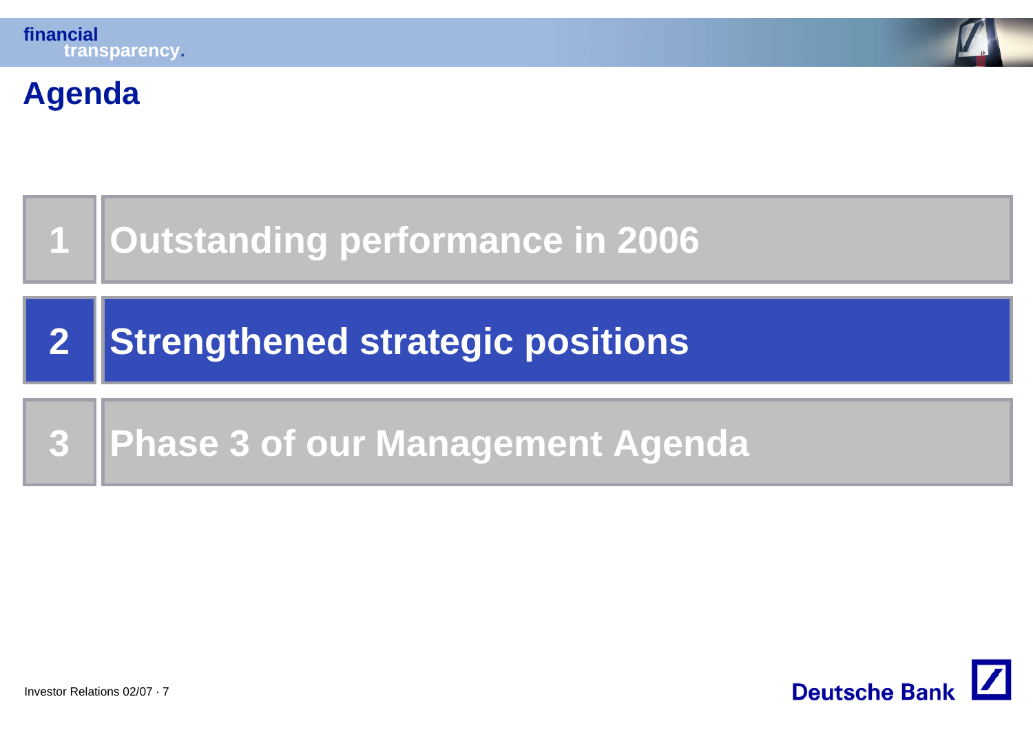# Agenda

1 Outstanding performance in 2006

2 Strengthened strategic positions

3 Phase 3 of our Management Agenda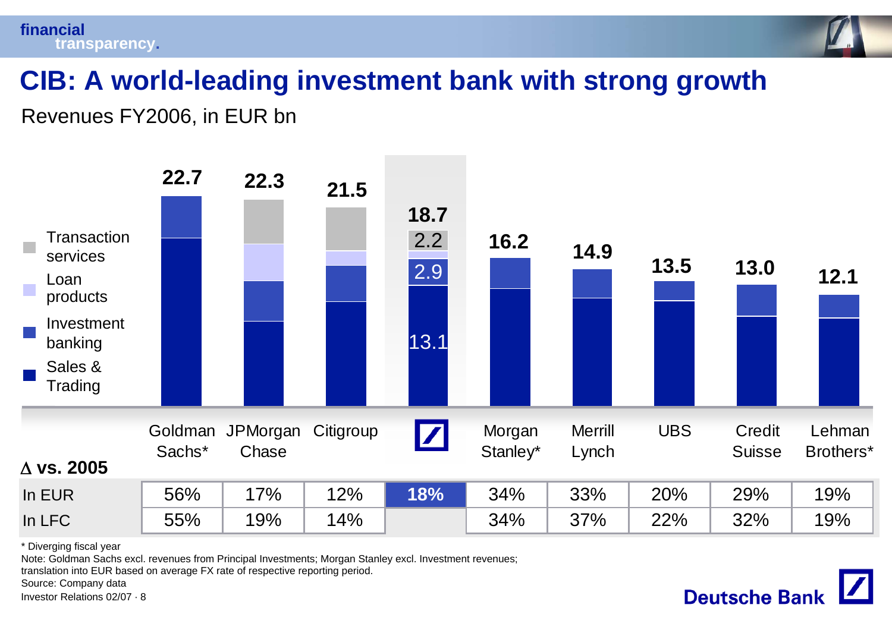# CIB: A world-leading investment bank with strong growth

Revenues FY2006, in EUR bn

| | Goldman Sachs* | JPMorgan Chase | Citigroup | Deutsche Bank | Morgan Stanley* | Merrill Lynch | UBS | Credit Suisse | Lehman Brothers* |
|---|---|---|---|---|---|---|---|---|---|
| Revenues | 22.7 | 22.3 | 21.5 | 18.7 | 16.2 | 14.9 | 13.5 | 13.0 | 12.1 |

Deutsche Bank breakdown: Transaction services 2.2; Loan products; Investment banking 2.9; Sales & Trading 13.1

Legend: Transaction services, Loan products, Investment banking, Sales & Trading

| Δ vs. 2005 | Goldman Sachs* | JPMorgan Chase | Citigroup | Deutsche Bank | Morgan Stanley* | Merrill Lynch | UBS | Credit Suisse | Lehman Brothers* |
|---|---|---|---|---|---|---|---|---|---|
| In EUR | 56% | 17% | 12% | **18%** | 34% | 33% | 20% | 29% | 19% |
| In LFC | 55% | 19% | 14% | | 34% | 37% | 22% | 32% | 19% |

\* Diverging fiscal year

Note: Goldman Sachs excl. revenues from Principal Investments; Morgan Stanley excl. Investment revenues; translation into EUR based on average FX rate of respective reporting period.

Source: Company data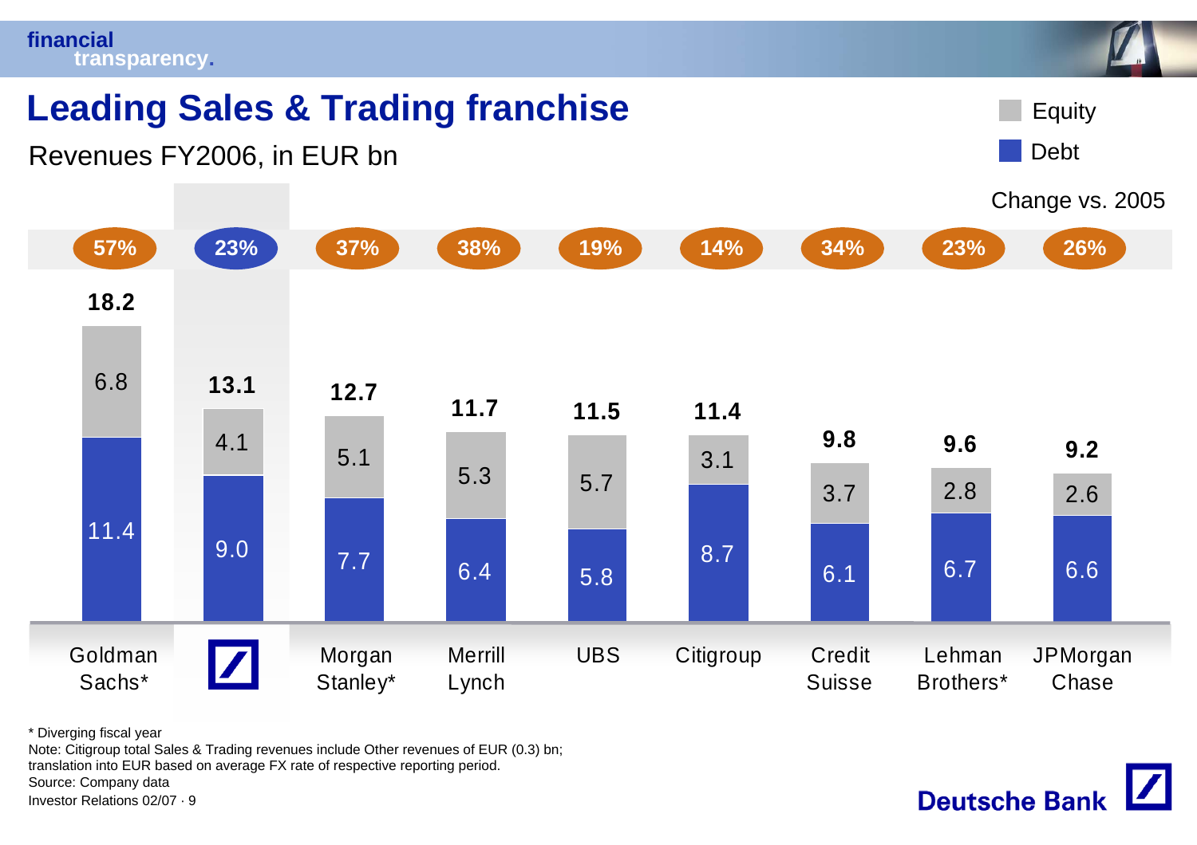# Leading Sales & Trading franchise

Revenues FY2006, in EUR bn

| | Goldman Sachs* | Deutsche Bank | Morgan Stanley* | Merrill Lynch | UBS | Citigroup | Credit Suisse | Lehman Brothers* | JPMorgan Chase |
|---|---|---|---|---|---|---|---|---|---|
| Change vs. 2005 | 57% | 23% | 37% | 38% | 19% | 14% | 34% | 23% | 26% |
| Total | 18.2 | 13.1 | 12.7 | 11.7 | 11.5 | 11.4 | 9.8 | 9.6 | 9.2 |
| Equity | 6.8 | 4.1 | 5.1 | 5.3 | 5.7 | 3.1 | 3.7 | 2.8 | 2.6 |
| Debt | 11.4 | 9.0 | 7.7 | 6.4 | 5.8 | 8.7 | 6.1 | 6.7 | 6.6 |

\* Diverging fiscal year

Note: Citigroup total Sales & Trading revenues include Other revenues of EUR (0.3) bn; translation into EUR based on average FX rate of respective reporting period.

Source: Company data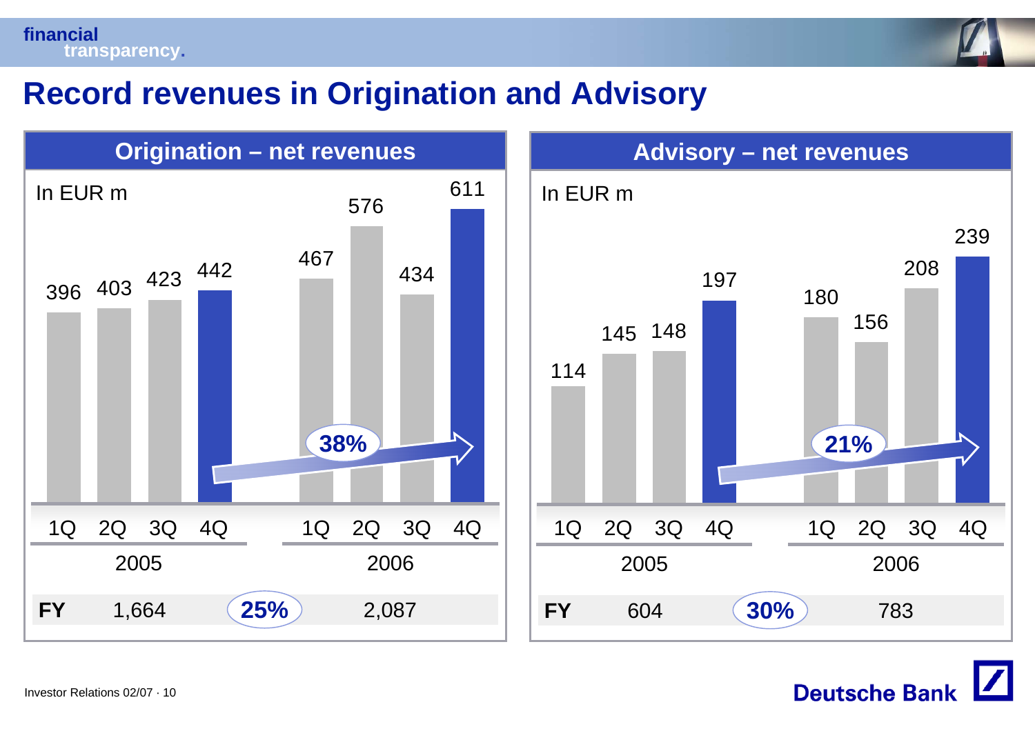# Record revenues in Origination and Advisory

## Origination – net revenues

In EUR m

| | 1Q | 2Q | 3Q | 4Q |
|---|---|---|---|---|
| 2005 | 396 | 403 | 423 | 442 |
| 2006 | 467 | 576 | 434 | 611 |

4Q 2005 to 4Q 2006: 38%

| FY | 2005 | | 2006 |
|---|---|---|---|
| FY | 1,664 | 25% | 2,087 |

## Advisory – net revenues

In EUR m

| | 1Q | 2Q | 3Q | 4Q |
|---|---|---|---|---|
| 2005 | 114 | 145 | 148 | 197 |
| 2006 | 180 | 156 | 208 | 239 |

4Q 2005 to 4Q 2006: 21%

| FY | 2005 | | 2006 |
|---|---|---|---|
| FY | 604 | 30% | 783 |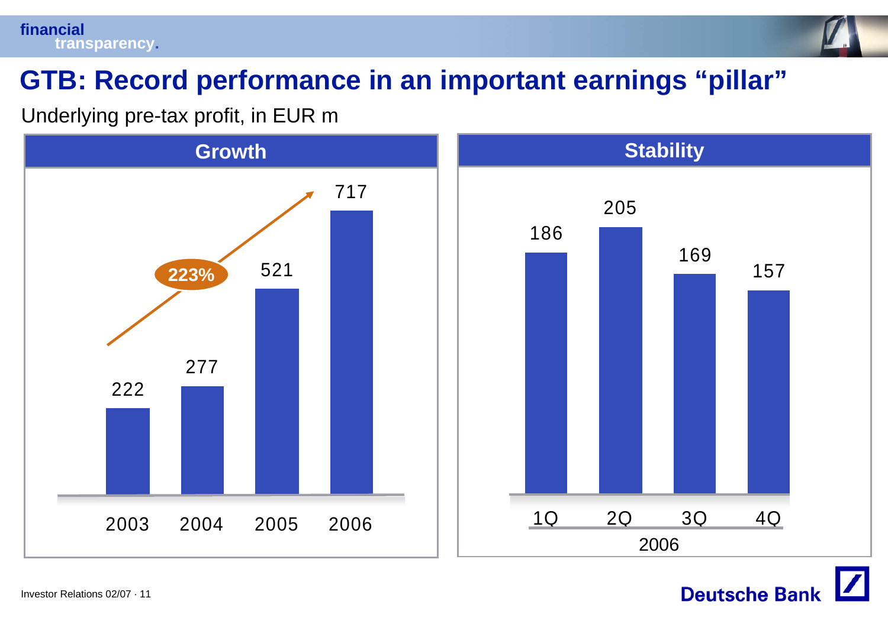# GTB: Record performance in an important earnings "pillar"

Underlying pre-tax profit, in EUR m

## Growth

| 2003 | 2004 | 2005 | 2006 |
|---|---|---|---|
| 222 | 277 | 521 | 717 |

223%

## Stability

| | 1Q | 2Q | 3Q | 4Q |
|---|---|---|---|---|
| 2006 | 186 | 205 | 169 | 157 |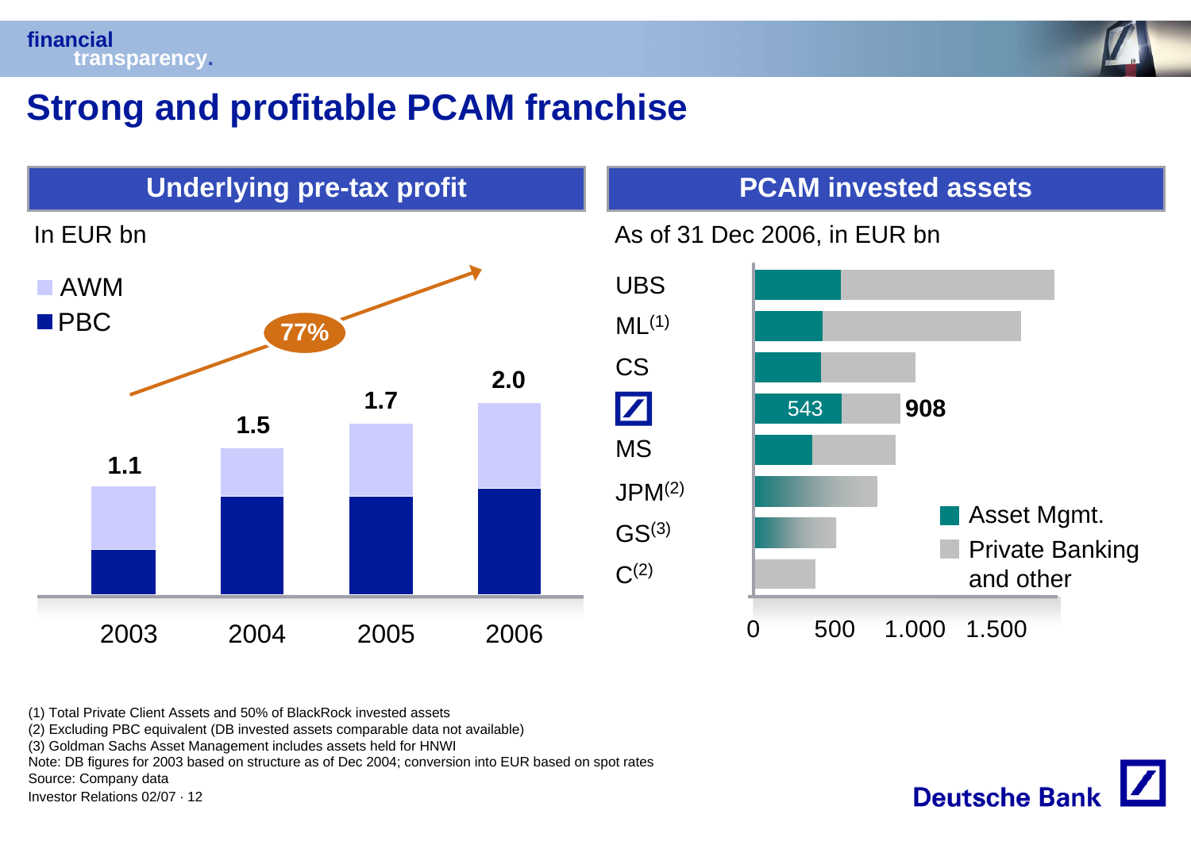# Strong and profitable PCAM franchise

## Underlying pre-tax profit

In EUR bn

- AWM
- PBC

| | 2003 | 2004 | 2005 | 2006 |
|---|---|---|---|---|
| Total | 1.1 | 1.5 | 1.7 | 2.0 |

77%

## PCAM invested assets

As of 31 Dec 2006, in EUR bn

- Asset Mgmt.
- Private Banking and other

UBS

ML(1)

CS

Deutsche Bank: 543 / 908

MS

JPM(2)

GS(3)

C(2)

0 | 500 | 1.000 | 1.500

(1) Total Private Client Assets and 50% of BlackRock invested assets
(2) Excluding PBC equivalent (DB invested assets comparable data not available)
(3) Goldman Sachs Asset Management includes assets held for HNWI
Note: DB figures for 2003 based on structure as of Dec 2004; conversion into EUR based on spot rates
Source: Company data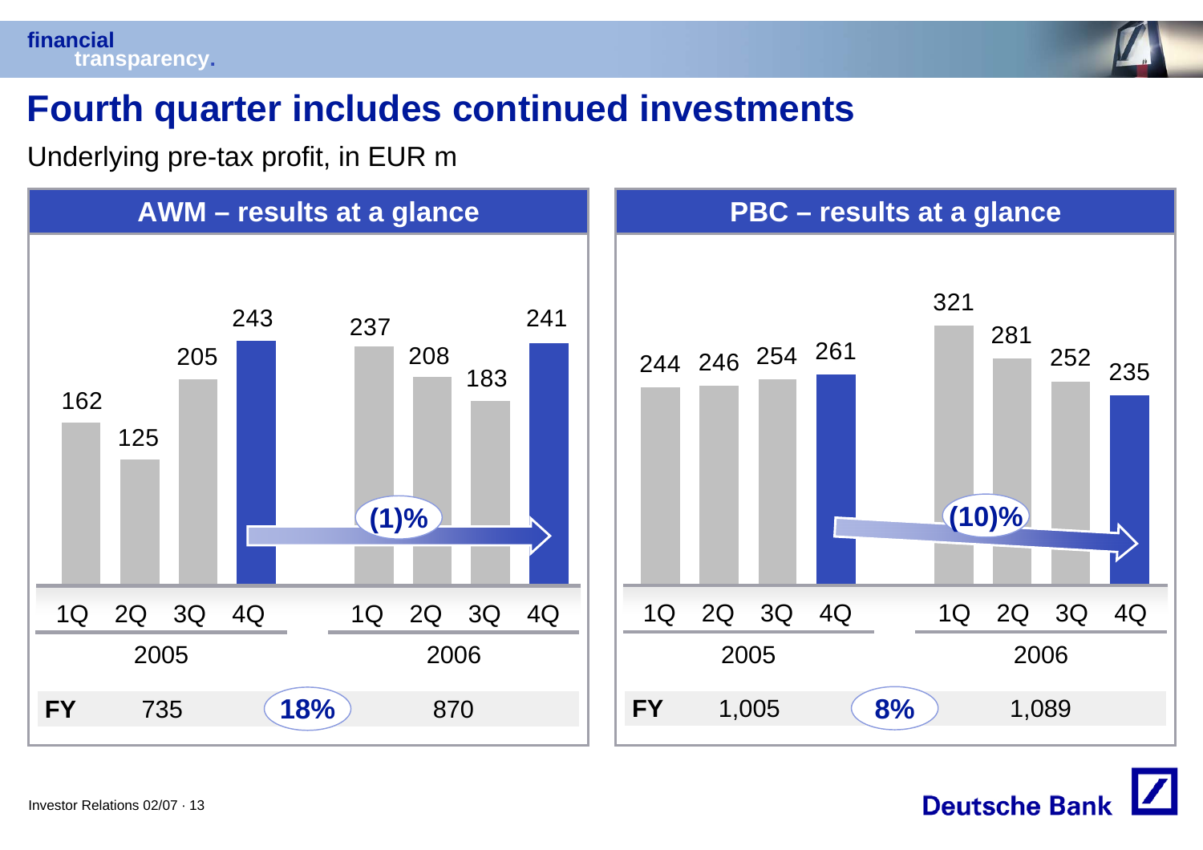# Fourth quarter includes continued investments

Underlying pre-tax profit, in EUR m

## AWM – results at a glance

| | 1Q 2005 | 2Q 2005 | 3Q 2005 | 4Q 2005 | 1Q 2006 | 2Q 2006 | 3Q 2006 | 4Q 2006 |
|---|---|---|---|---|---|---|---|---|
| AWM | 162 | 125 | 205 | 243 | 237 | 208 | 183 | 241 |

4Q 2005 to 4Q 2006: (1)%

| | 2005 | | 2006 |
|---|---|---|---|
| FY | 735 | 18% | 870 |

## PBC – results at a glance

| | 1Q 2005 | 2Q 2005 | 3Q 2005 | 4Q 2005 | 1Q 2006 | 2Q 2006 | 3Q 2006 | 4Q 2006 |
|---|---|---|---|---|---|---|---|---|
| PBC | 244 | 246 | 254 | 261 | 321 | 281 | 252 | 235 |

4Q 2005 to 4Q 2006: (10)%

| | 2005 | | 2006 |
|---|---|---|---|
| FY | 1,005 | 8% | 1,089 |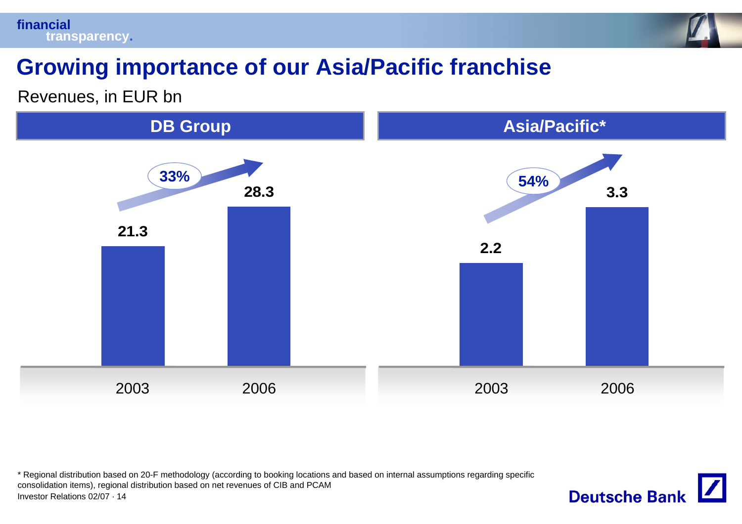# Growing importance of our Asia/Pacific franchise

Revenues, in EUR bn

| | DB Group | Asia/Pacific* |
|---|---|---|
| 2003 | 21.3 | 2.2 |
| 2006 | 28.3 | 3.3 |
| Growth | 33% | 54% |

\* Regional distribution based on 20-F methodology (according to booking locations and based on internal assumptions regarding specific consolidation items), regional distribution based on net revenues of CIB and PCAM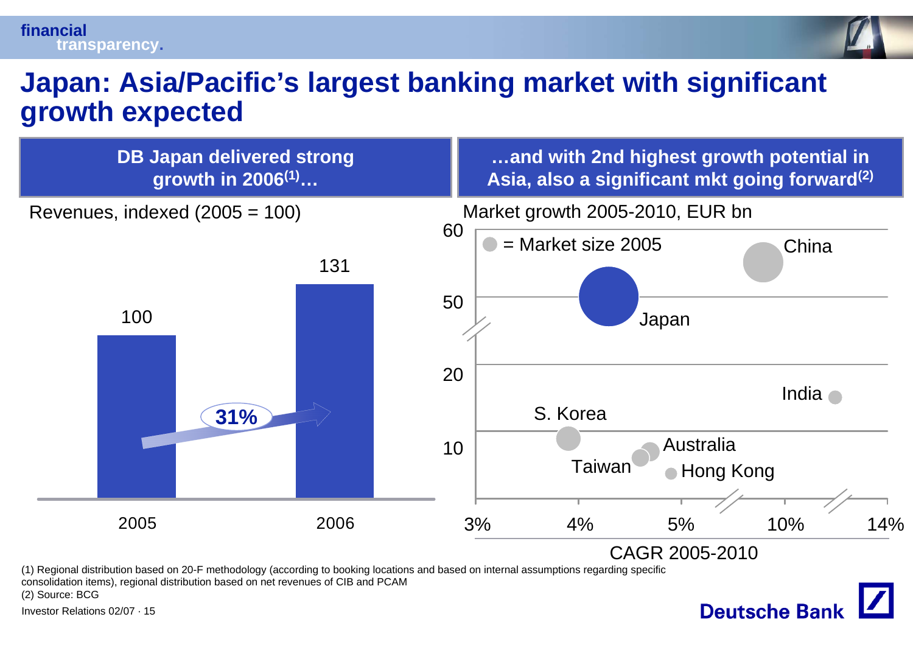# Japan: Asia/Pacific's largest banking market with significant growth expected

## DB Japan delivered strong growth in 2006[1]…

Revenues, indexed (2005 = 100)

| 2005 | 2006 |
|---|---|
| 100 | 131 |

31%

## …and with 2nd highest growth potential in Asia, also a significant mkt going forward[2]

Market growth 2005-2010, EUR bn

● = Market size 2005

Japan, China, India, S. Korea, Australia, Taiwan, Hong Kong

CAGR 2005-2010

(1) Regional distribution based on 20-F methodology (according to booking locations and based on internal assumptions regarding specific consolidation items), regional distribution based on net revenues of CIB and PCAM

(2) Source: BCG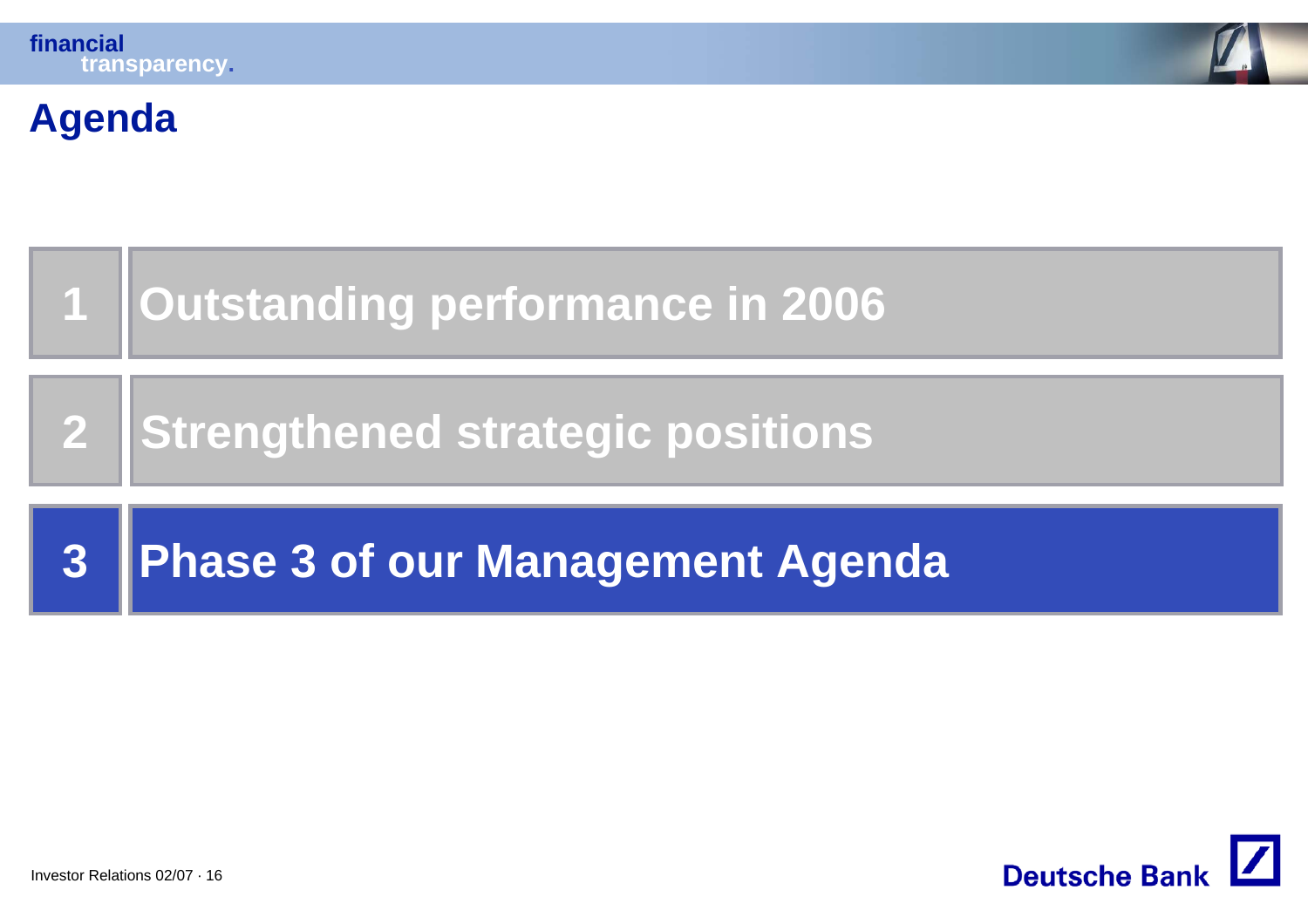# Agenda

1. Outstanding performance in 2006
2. Strengthened strategic positions
3. **Phase 3 of our Management Agenda**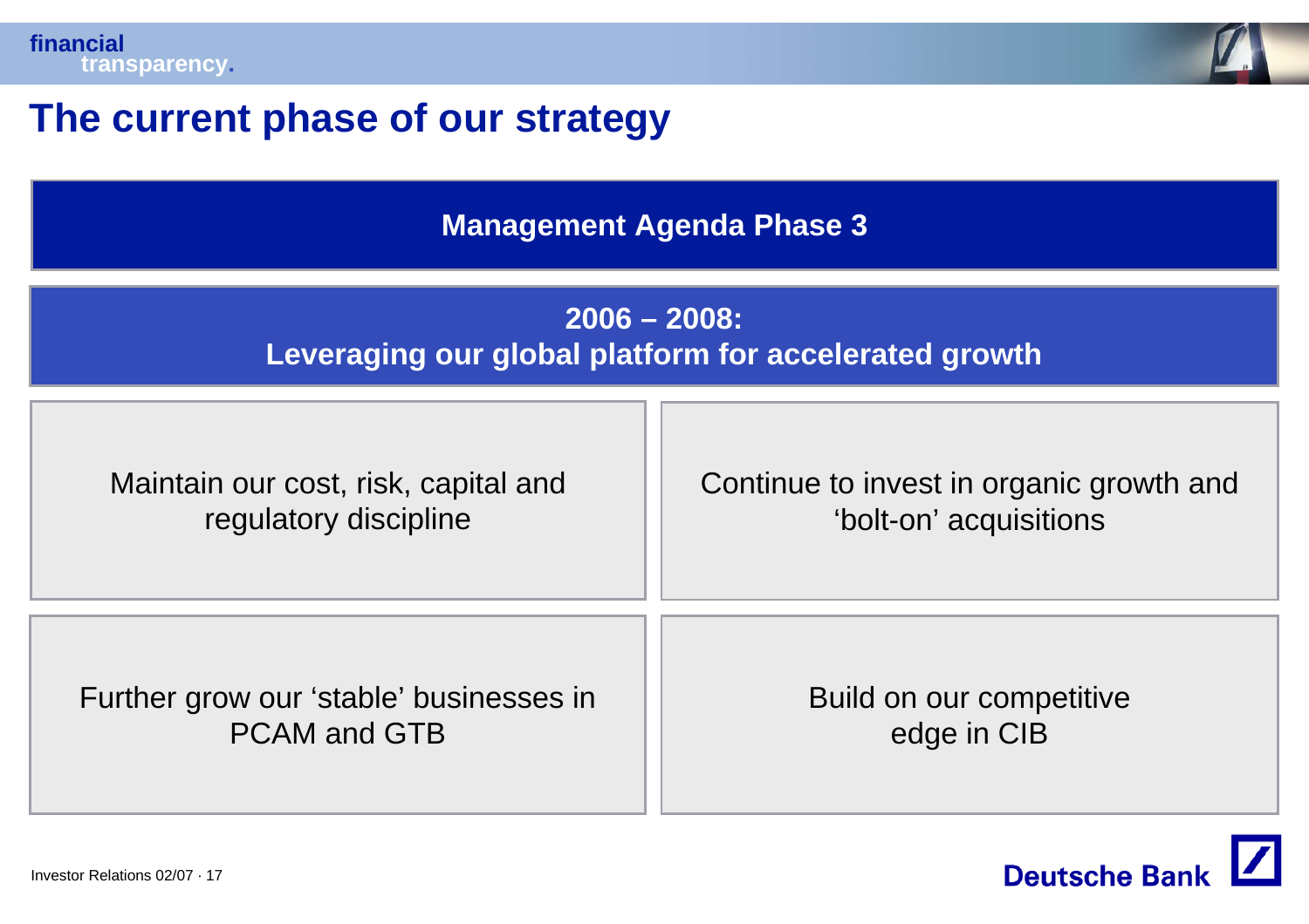# The current phase of our strategy

## Management Agenda Phase 3

### 2006 – 2008: Leveraging our global platform for accelerated growth

- Maintain our cost, risk, capital and regulatory discipline
- Continue to invest in organic growth and ‘bolt-on’ acquisitions
- Further grow our ‘stable’ businesses in PCAM and GTB
- Build on our competitive edge in CIB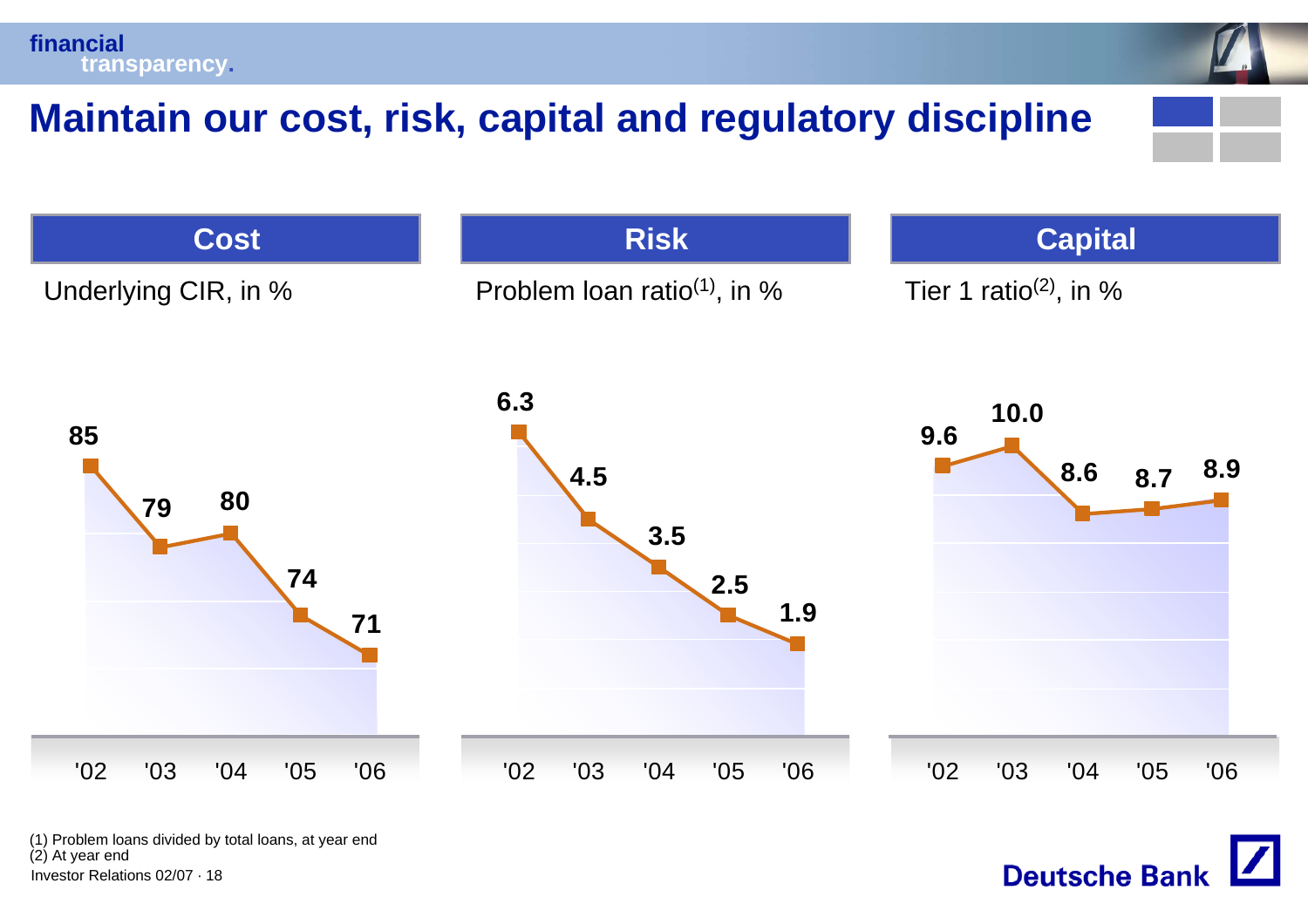# Maintain our cost, risk, capital and regulatory discipline

## Cost

Underlying CIR, in %

| '02 | '03 | '04 | '05 | '06 |
|---|---|---|---|---|
| 85 | 79 | 80 | 74 | 71 |

## Risk

Problem loan ratio[1], in %

| '02 | '03 | '04 | '05 | '06 |
|---|---|---|---|---|
| 6.3 | 4.5 | 3.5 | 2.5 | 1.9 |

## Capital

Tier 1 ratio[2], in %

| '02 | '03 | '04 | '05 | '06 |
|---|---|---|---|---|
| 9.6 | 10.0 | 8.6 | 8.7 | 8.9 |

(1) Problem loans divided by total loans, at year end
(2) At year end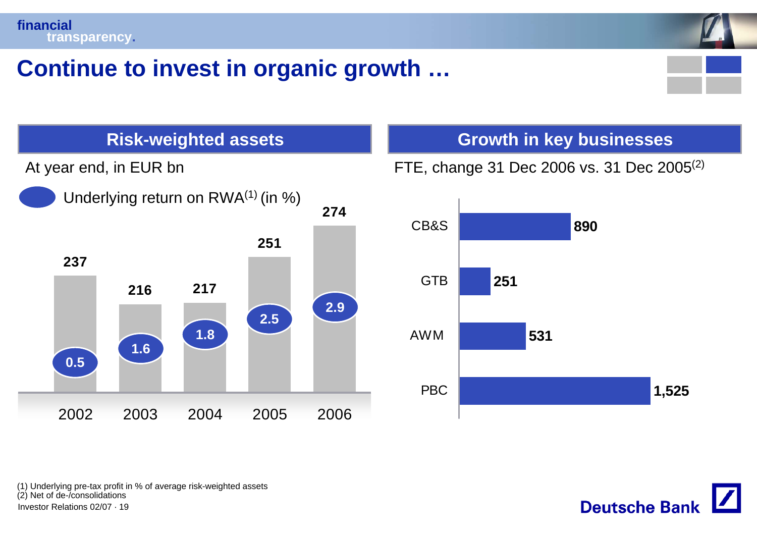# Continue to invest in organic growth …

## Risk-weighted assets

At year end, in EUR bn

Underlying return on RWA[1] (in %)

| | 2002 | 2003 | 2004 | 2005 | 2006 |
|---|---|---|---|---|---|
| Risk-weighted assets (EUR bn) | 237 | 216 | 217 | 251 | 274 |
| Underlying return on RWA (in %) | 0.5 | 1.6 | 1.8 | 2.5 | 2.9 |

## Growth in key businesses

FTE, change 31 Dec 2006 vs. 31 Dec 2005[2]

| Business | FTE change |
|---|---|
| CB&S | 890 |
| GTB | 251 |
| AWM | 531 |
| PBC | 1,525 |

(1) Underlying pre-tax profit in % of average risk-weighted assets
(2) Net of de-/consolidations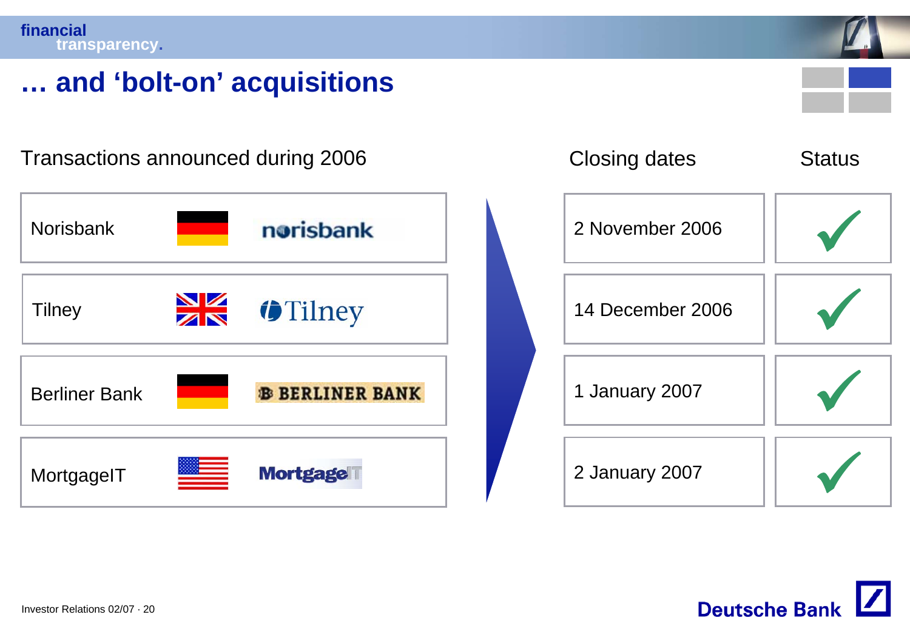# … and 'bolt-on' acquisitions

| Transactions announced during 2006 | Closing dates | Status |
|---|---|---|
| Norisbank | 2 November 2006 | ✓ |
| Tilney | 14 December 2006 | ✓ |
| Berliner Bank | 1 January 2007 | ✓ |
| MortgageIT | 2 January 2007 | ✓ |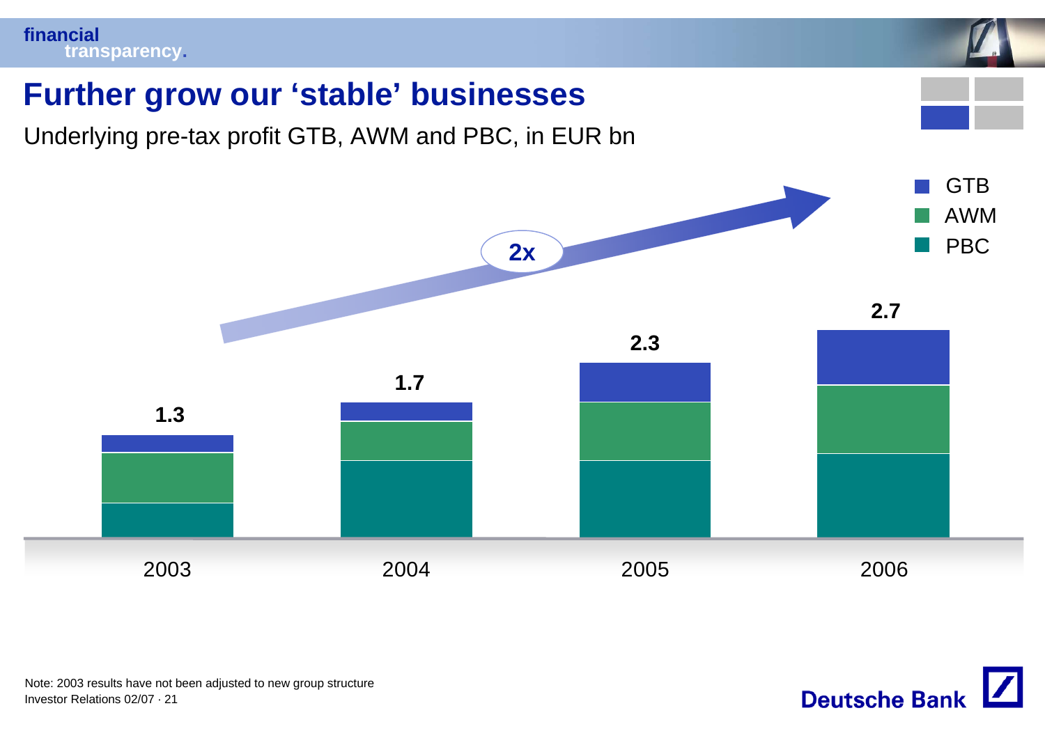# Further grow our 'stable' businesses

Underlying pre-tax profit GTB, AWM and PBC, in EUR bn

| | 2003 | 2004 | 2005 | 2006 |
|---|---|---|---|---|
| Total (GTB, AWM, PBC) | 1.3 | 1.7 | 2.3 | 2.7 |

2x

Legend: GTB, AWM, PBC

Note: 2003 results have not been adjusted to new group structure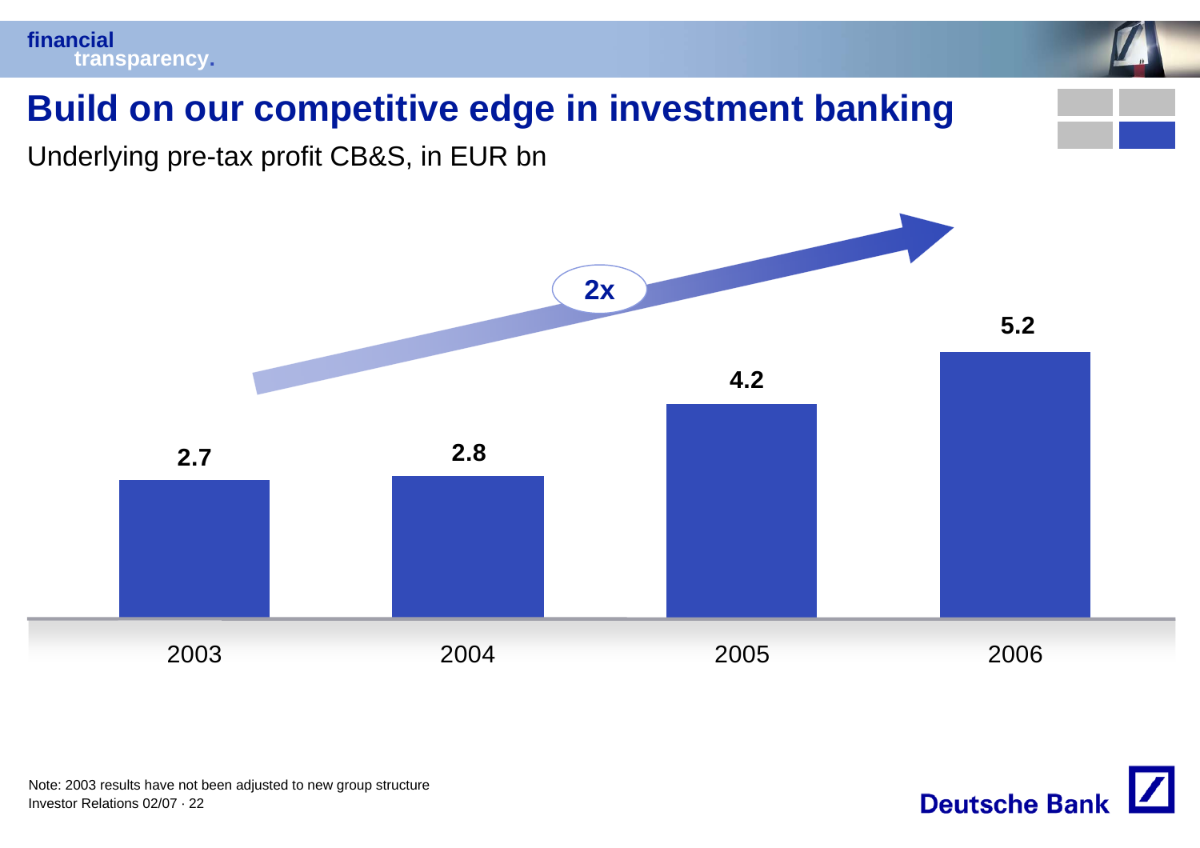# Build on our competitive edge in investment banking

Underlying pre-tax profit CB&S, in EUR bn

2x

| 2003 | 2004 | 2005 | 2006 |
|---|---|---|---|
| 2.7 | 2.8 | 4.2 | 5.2 |

Note: 2003 results have not been adjusted to new group structure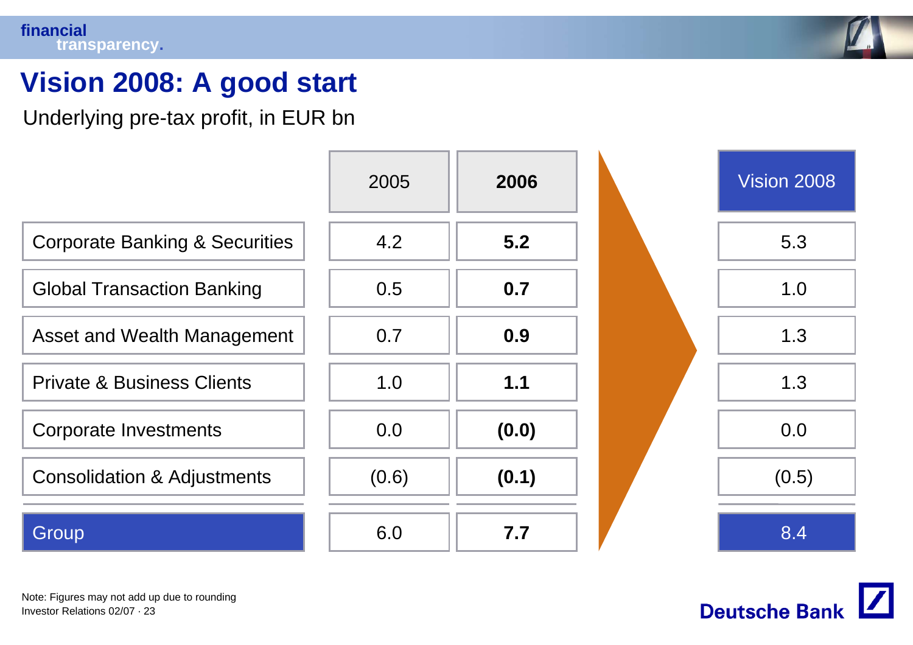# Vision 2008: A good start

Underlying pre-tax profit, in EUR bn

| | 2005 | **2006** | Vision 2008 |
|---|---|---|---|
| Corporate Banking & Securities | 4.2 | **5.2** | 5.3 |
| Global Transaction Banking | 0.5 | **0.7** | 1.0 |
| Asset and Wealth Management | 0.7 | **0.9** | 1.3 |
| Private & Business Clients | 1.0 | **1.1** | 1.3 |
| Corporate Investments | 0.0 | **(0.0)** | 0.0 |
| Consolidation & Adjustments | (0.6) | **(0.1)** | (0.5) |
| Group | 6.0 | **7.7** | 8.4 |

Note: Figures may not add up due to rounding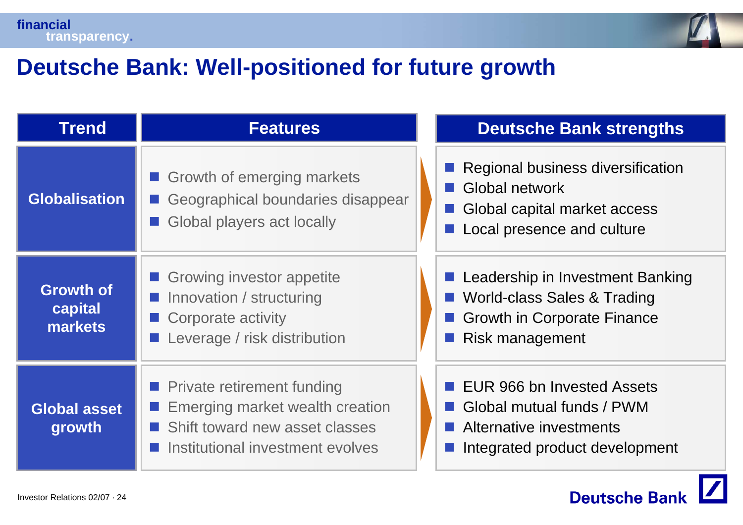# Deutsche Bank: Well-positioned for future growth

| Trend | Features | Deutsche Bank strengths |
|---|---|---|
| **Globalisation** | ■ Growth of emerging markets<br>■ Geographical boundaries disappear<br>■ Global players act locally | ■ Regional business diversification<br>■ Global network<br>■ Global capital market access<br>■ Local presence and culture |
| **Growth of capital markets** | ■ Growing investor appetite<br>■ Innovation / structuring<br>■ Corporate activity<br>■ Leverage / risk distribution | ■ Leadership in Investment Banking<br>■ World-class Sales & Trading<br>■ Growth in Corporate Finance<br>■ Risk management |
| **Global asset growth** | ■ Private retirement funding<br>■ Emerging market wealth creation<br>■ Shift toward new asset classes<br>■ Institutional investment evolves | ■ EUR 966 bn Invested Assets<br>■ Global mutual funds / PWM<br>■ Alternative investments<br>■ Integrated product development |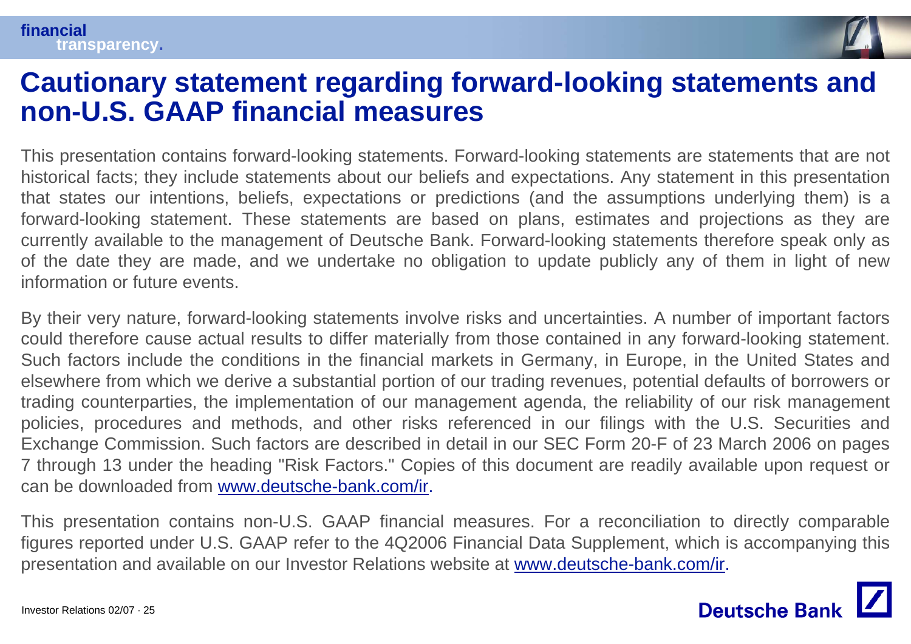# Cautionary statement regarding forward-looking statements and non-U.S. GAAP financial measures

This presentation contains forward-looking statements. Forward-looking statements are statements that are not historical facts; they include statements about our beliefs and expectations. Any statement in this presentation that states our intentions, beliefs, expectations or predictions (and the assumptions underlying them) is a forward-looking statement. These statements are based on plans, estimates and projections as they are currently available to the management of Deutsche Bank. Forward-looking statements therefore speak only as of the date they are made, and we undertake no obligation to update publicly any of them in light of new information or future events.

By their very nature, forward-looking statements involve risks and uncertainties. A number of important factors could therefore cause actual results to differ materially from those contained in any forward-looking statement. Such factors include the conditions in the financial markets in Germany, in Europe, in the United States and elsewhere from which we derive a substantial portion of our trading revenues, potential defaults of borrowers or trading counterparties, the implementation of our management agenda, the reliability of our risk management policies, procedures and methods, and other risks referenced in our filings with the U.S. Securities and Exchange Commission. Such factors are described in detail in our SEC Form 20-F of 23 March 2006 on pages 7 through 13 under the heading "Risk Factors." Copies of this document are readily available upon request or can be downloaded from www.deutsche-bank.com/ir.

This presentation contains non-U.S. GAAP financial measures. For a reconciliation to directly comparable figures reported under U.S. GAAP refer to the 4Q2006 Financial Data Supplement, which is accompanying this presentation and available on our Investor Relations website at www.deutsche-bank.com/ir.